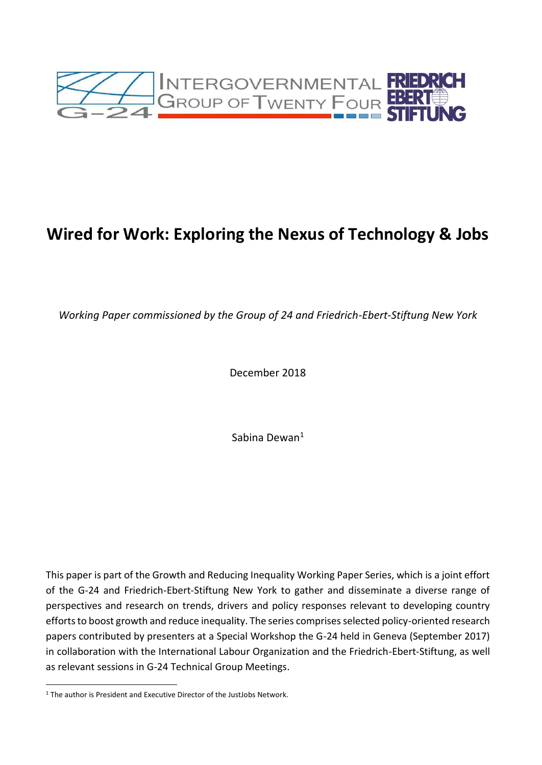# Wired for Work: Exploring the Nexus of Technology & Jobs

*Working Paper commissioned by the Group of 24 and Friedrich-Ebert-Stiftung New York*

December 2018

Sabina Dewan[1]

This paper is part of the Growth and Reducing Inequality Working Paper Series, which is a joint effort of the G-24 and Friedrich-Ebert-Stiftung New York to gather and disseminate a diverse range of perspectives and research on trends, drivers and policy responses relevant to developing country efforts to boost growth and reduce inequality. The series comprises selected policy-oriented research papers contributed by presenters at a Special Workshop the G-24 held in Geneva (September 2017) in collaboration with the International Labour Organization and the Friedrich-Ebert-Stiftung, as well as relevant sessions in G-24 Technical Group Meetings.

[1] The author is President and Executive Director of the JustJobs Network.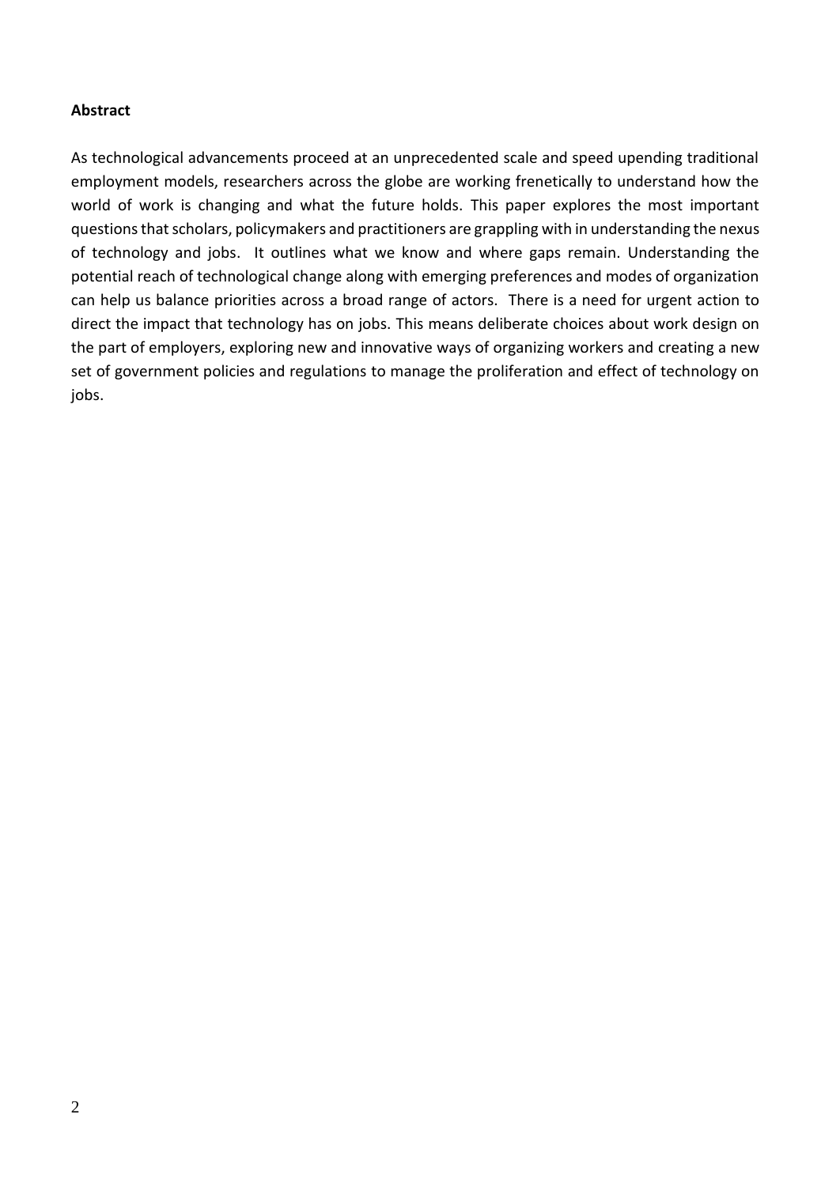**Abstract**

As technological advancements proceed at an unprecedented scale and speed upending traditional employment models, researchers across the globe are working frenetically to understand how the world of work is changing and what the future holds. This paper explores the most important questions that scholars, policymakers and practitioners are grappling with in understanding the nexus of technology and jobs. It outlines what we know and where gaps remain. Understanding the potential reach of technological change along with emerging preferences and modes of organization can help us balance priorities across a broad range of actors. There is a need for urgent action to direct the impact that technology has on jobs. This means deliberate choices about work design on the part of employers, exploring new and innovative ways of organizing workers and creating a new set of government policies and regulations to manage the proliferation and effect of technology on jobs.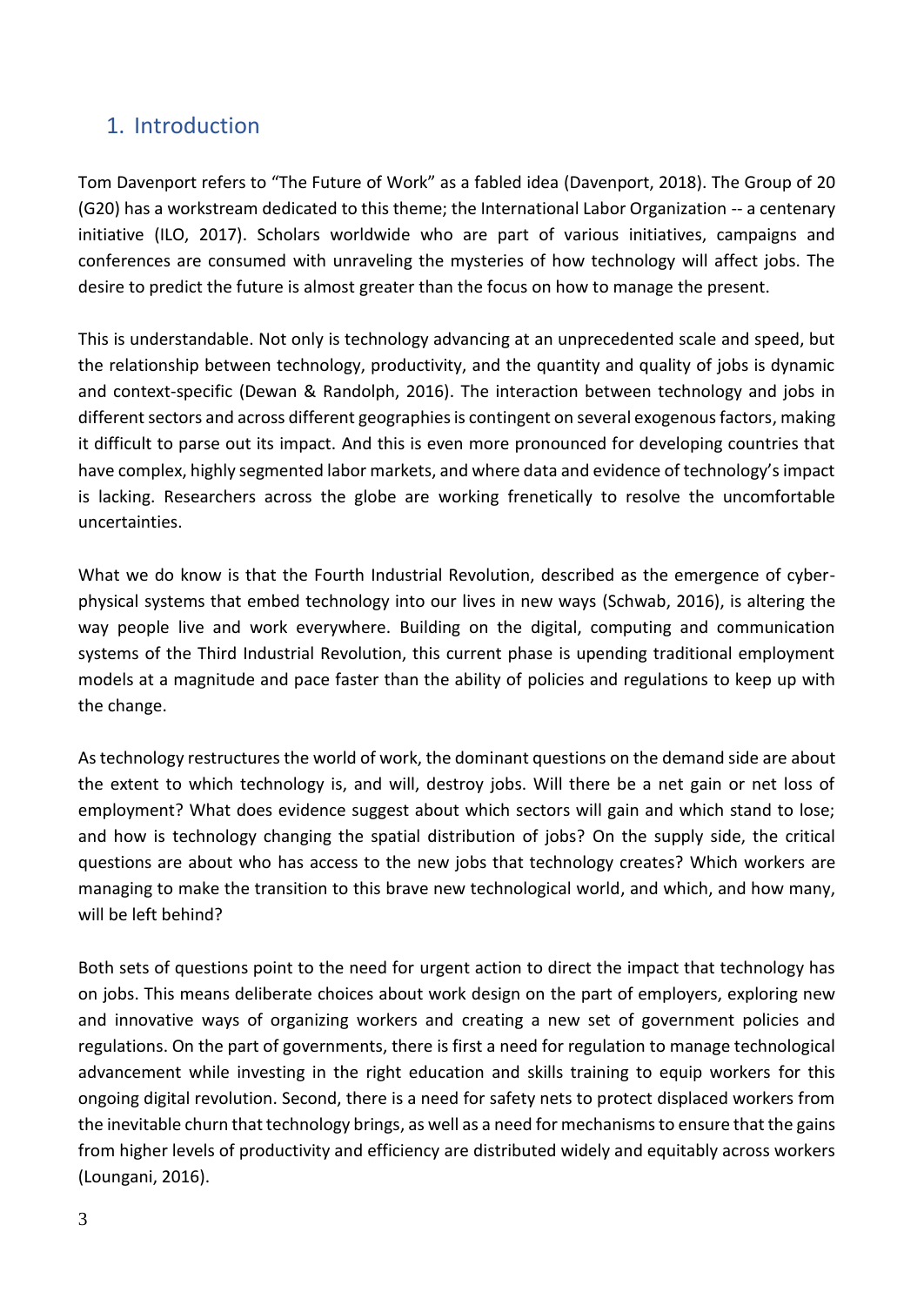## 1. Introduction

Tom Davenport refers to "The Future of Work" as a fabled idea (Davenport, 2018). The Group of 20 (G20) has a workstream dedicated to this theme; the International Labor Organization -- a centenary initiative (ILO, 2017). Scholars worldwide who are part of various initiatives, campaigns and conferences are consumed with unraveling the mysteries of how technology will affect jobs. The desire to predict the future is almost greater than the focus on how to manage the present.

This is understandable. Not only is technology advancing at an unprecedented scale and speed, but the relationship between technology, productivity, and the quantity and quality of jobs is dynamic and context-specific (Dewan & Randolph, 2016). The interaction between technology and jobs in different sectors and across different geographies is contingent on several exogenous factors, making it difficult to parse out its impact. And this is even more pronounced for developing countries that have complex, highly segmented labor markets, and where data and evidence of technology's impact is lacking. Researchers across the globe are working frenetically to resolve the uncomfortable uncertainties.

What we do know is that the Fourth Industrial Revolution, described as the emergence of cyber-physical systems that embed technology into our lives in new ways (Schwab, 2016), is altering the way people live and work everywhere. Building on the digital, computing and communication systems of the Third Industrial Revolution, this current phase is upending traditional employment models at a magnitude and pace faster than the ability of policies and regulations to keep up with the change.

As technology restructures the world of work, the dominant questions on the demand side are about the extent to which technology is, and will, destroy jobs. Will there be a net gain or net loss of employment? What does evidence suggest about which sectors will gain and which stand to lose; and how is technology changing the spatial distribution of jobs? On the supply side, the critical questions are about who has access to the new jobs that technology creates? Which workers are managing to make the transition to this brave new technological world, and which, and how many, will be left behind?

Both sets of questions point to the need for urgent action to direct the impact that technology has on jobs. This means deliberate choices about work design on the part of employers, exploring new and innovative ways of organizing workers and creating a new set of government policies and regulations. On the part of governments, there is first a need for regulation to manage technological advancement while investing in the right education and skills training to equip workers for this ongoing digital revolution. Second, there is a need for safety nets to protect displaced workers from the inevitable churn that technology brings, as well as a need for mechanisms to ensure that the gains from higher levels of productivity and efficiency are distributed widely and equitably across workers (Loungani, 2016).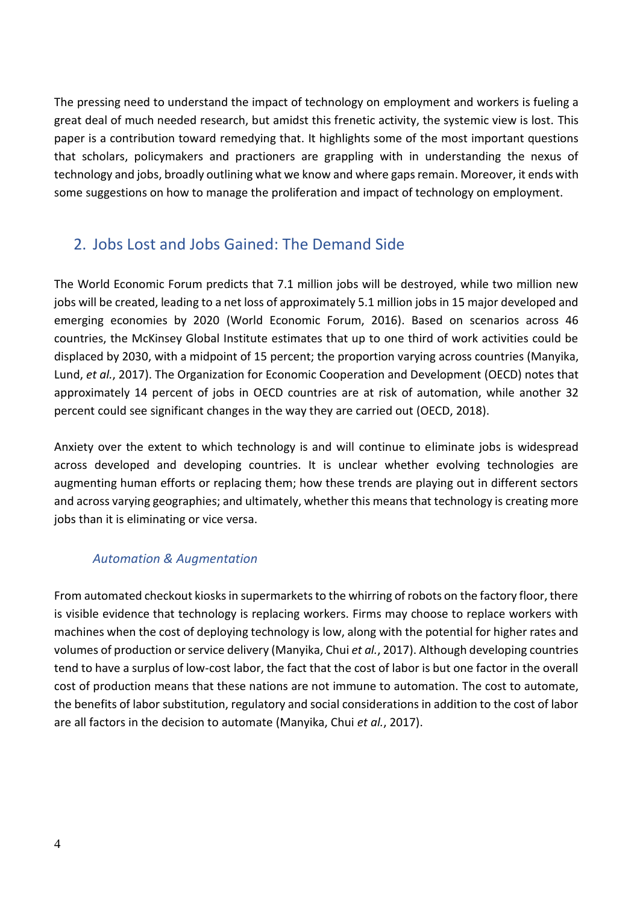The pressing need to understand the impact of technology on employment and workers is fueling a great deal of much needed research, but amidst this frenetic activity, the systemic view is lost. This paper is a contribution toward remedying that. It highlights some of the most important questions that scholars, policymakers and practioners are grappling with in understanding the nexus of technology and jobs, broadly outlining what we know and where gaps remain. Moreover, it ends with some suggestions on how to manage the proliferation and impact of technology on employment.

## 2. Jobs Lost and Jobs Gained: The Demand Side

The World Economic Forum predicts that 7.1 million jobs will be destroyed, while two million new jobs will be created, leading to a net loss of approximately 5.1 million jobs in 15 major developed and emerging economies by 2020 (World Economic Forum, 2016). Based on scenarios across 46 countries, the McKinsey Global Institute estimates that up to one third of work activities could be displaced by 2030, with a midpoint of 15 percent; the proportion varying across countries (Manyika, Lund, *et al.*, 2017). The Organization for Economic Cooperation and Development (OECD) notes that approximately 14 percent of jobs in OECD countries are at risk of automation, while another 32 percent could see significant changes in the way they are carried out (OECD, 2018).

Anxiety over the extent to which technology is and will continue to eliminate jobs is widespread across developed and developing countries. It is unclear whether evolving technologies are augmenting human efforts or replacing them; how these trends are playing out in different sectors and across varying geographies; and ultimately, whether this means that technology is creating more jobs than it is eliminating or vice versa.

### *Automation & Augmentation*

From automated checkout kiosks in supermarkets to the whirring of robots on the factory floor, there is visible evidence that technology is replacing workers. Firms may choose to replace workers with machines when the cost of deploying technology is low, along with the potential for higher rates and volumes of production or service delivery (Manyika, Chui *et al.*, 2017). Although developing countries tend to have a surplus of low-cost labor, the fact that the cost of labor is but one factor in the overall cost of production means that these nations are not immune to automation. The cost to automate, the benefits of labor substitution, regulatory and social considerations in addition to the cost of labor are all factors in the decision to automate (Manyika, Chui *et al.*, 2017).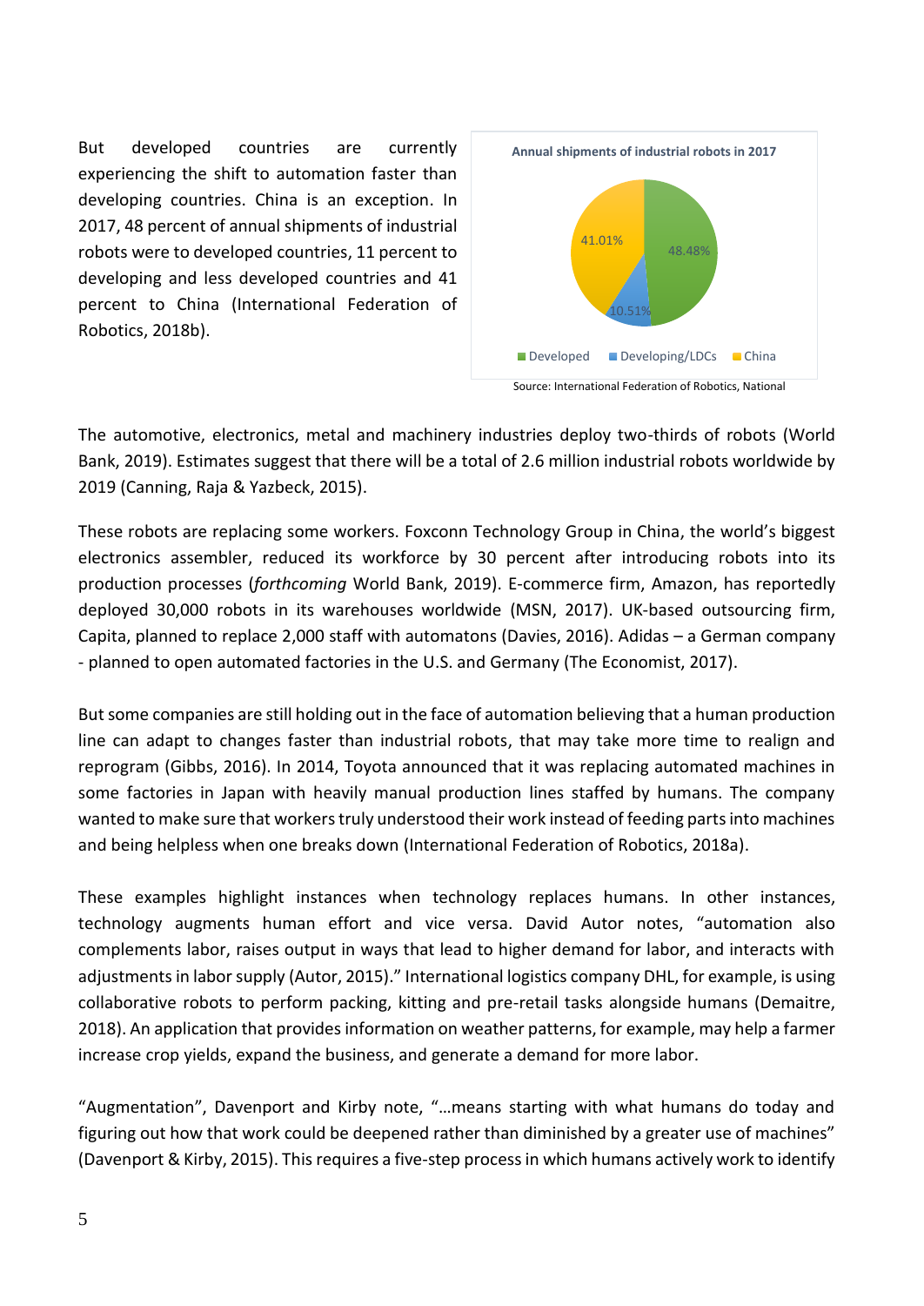But developed countries are currently experiencing the shift to automation faster than developing countries. China is an exception. In 2017, 48 percent of annual shipments of industrial robots were to developed countries, 11 percent to developing and less developed countries and 41 percent to China (International Federation of Robotics, 2018b).

Source: International Federation of Robotics, National

The automotive, electronics, metal and machinery industries deploy two-thirds of robots (World Bank, 2019). Estimates suggest that there will be a total of 2.6 million industrial robots worldwide by 2019 (Canning, Raja & Yazbeck, 2015).

These robots are replacing some workers. Foxconn Technology Group in China, the world's biggest electronics assembler, reduced its workforce by 30 percent after introducing robots into its production processes (*forthcoming* World Bank, 2019). E-commerce firm, Amazon, has reportedly deployed 30,000 robots in its warehouses worldwide (MSN, 2017). UK-based outsourcing firm, Capita, planned to replace 2,000 staff with automatons (Davies, 2016). Adidas – a German company - planned to open automated factories in the U.S. and Germany (The Economist, 2017).

But some companies are still holding out in the face of automation believing that a human production line can adapt to changes faster than industrial robots, that may take more time to realign and reprogram (Gibbs, 2016). In 2014, Toyota announced that it was replacing automated machines in some factories in Japan with heavily manual production lines staffed by humans. The company wanted to make sure that workers truly understood their work instead of feeding parts into machines and being helpless when one breaks down (International Federation of Robotics, 2018a).

These examples highlight instances when technology replaces humans. In other instances, technology augments human effort and vice versa. David Autor notes, "automation also complements labor, raises output in ways that lead to higher demand for labor, and interacts with adjustments in labor supply (Autor, 2015)." International logistics company DHL, for example, is using collaborative robots to perform packing, kitting and pre-retail tasks alongside humans (Demaitre, 2018). An application that provides information on weather patterns, for example, may help a farmer increase crop yields, expand the business, and generate a demand for more labor.

"Augmentation", Davenport and Kirby note, "…means starting with what humans do today and figuring out how that work could be deepened rather than diminished by a greater use of machines" (Davenport & Kirby, 2015). This requires a five-step process in which humans actively work to identify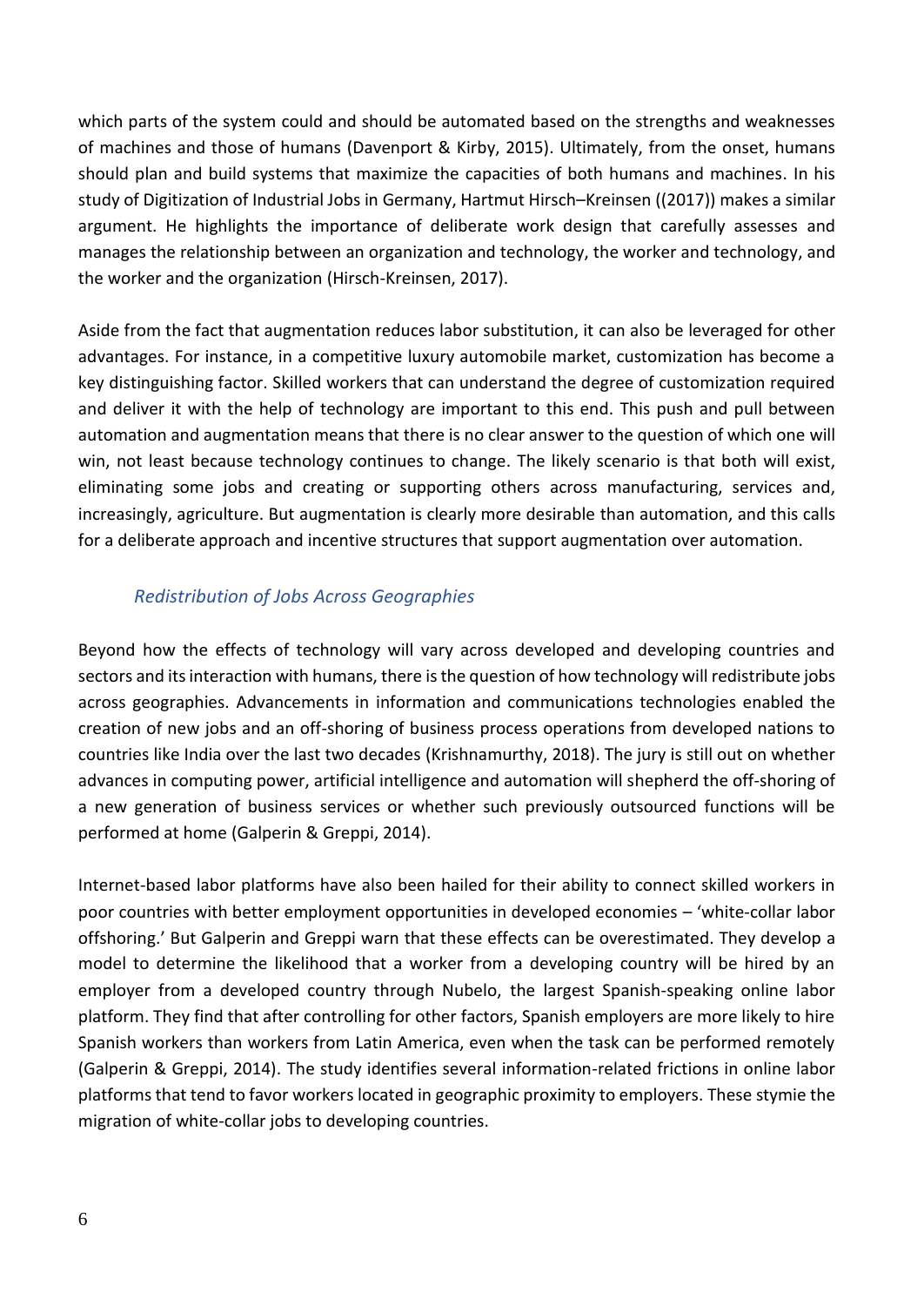which parts of the system could and should be automated based on the strengths and weaknesses of machines and those of humans (Davenport & Kirby, 2015). Ultimately, from the onset, humans should plan and build systems that maximize the capacities of both humans and machines. In his study of Digitization of Industrial Jobs in Germany, Hartmut Hirsch–Kreinsen ((2017)) makes a similar argument. He highlights the importance of deliberate work design that carefully assesses and manages the relationship between an organization and technology, the worker and technology, and the worker and the organization (Hirsch-Kreinsen, 2017).

Aside from the fact that augmentation reduces labor substitution, it can also be leveraged for other advantages. For instance, in a competitive luxury automobile market, customization has become a key distinguishing factor. Skilled workers that can understand the degree of customization required and deliver it with the help of technology are important to this end. This push and pull between automation and augmentation means that there is no clear answer to the question of which one will win, not least because technology continues to change. The likely scenario is that both will exist, eliminating some jobs and creating or supporting others across manufacturing, services and, increasingly, agriculture. But augmentation is clearly more desirable than automation, and this calls for a deliberate approach and incentive structures that support augmentation over automation.

### *Redistribution of Jobs Across Geographies*

Beyond how the effects of technology will vary across developed and developing countries and sectors and its interaction with humans, there is the question of how technology will redistribute jobs across geographies. Advancements in information and communications technologies enabled the creation of new jobs and an off-shoring of business process operations from developed nations to countries like India over the last two decades (Krishnamurthy, 2018). The jury is still out on whether advances in computing power, artificial intelligence and automation will shepherd the off-shoring of a new generation of business services or whether such previously outsourced functions will be performed at home (Galperin & Greppi, 2014).

Internet-based labor platforms have also been hailed for their ability to connect skilled workers in poor countries with better employment opportunities in developed economies – 'white-collar labor offshoring.' But Galperin and Greppi warn that these effects can be overestimated. They develop a model to determine the likelihood that a worker from a developing country will be hired by an employer from a developed country through Nubelo, the largest Spanish-speaking online labor platform. They find that after controlling for other factors, Spanish employers are more likely to hire Spanish workers than workers from Latin America, even when the task can be performed remotely (Galperin & Greppi, 2014). The study identifies several information-related frictions in online labor platforms that tend to favor workers located in geographic proximity to employers. These stymie the migration of white-collar jobs to developing countries.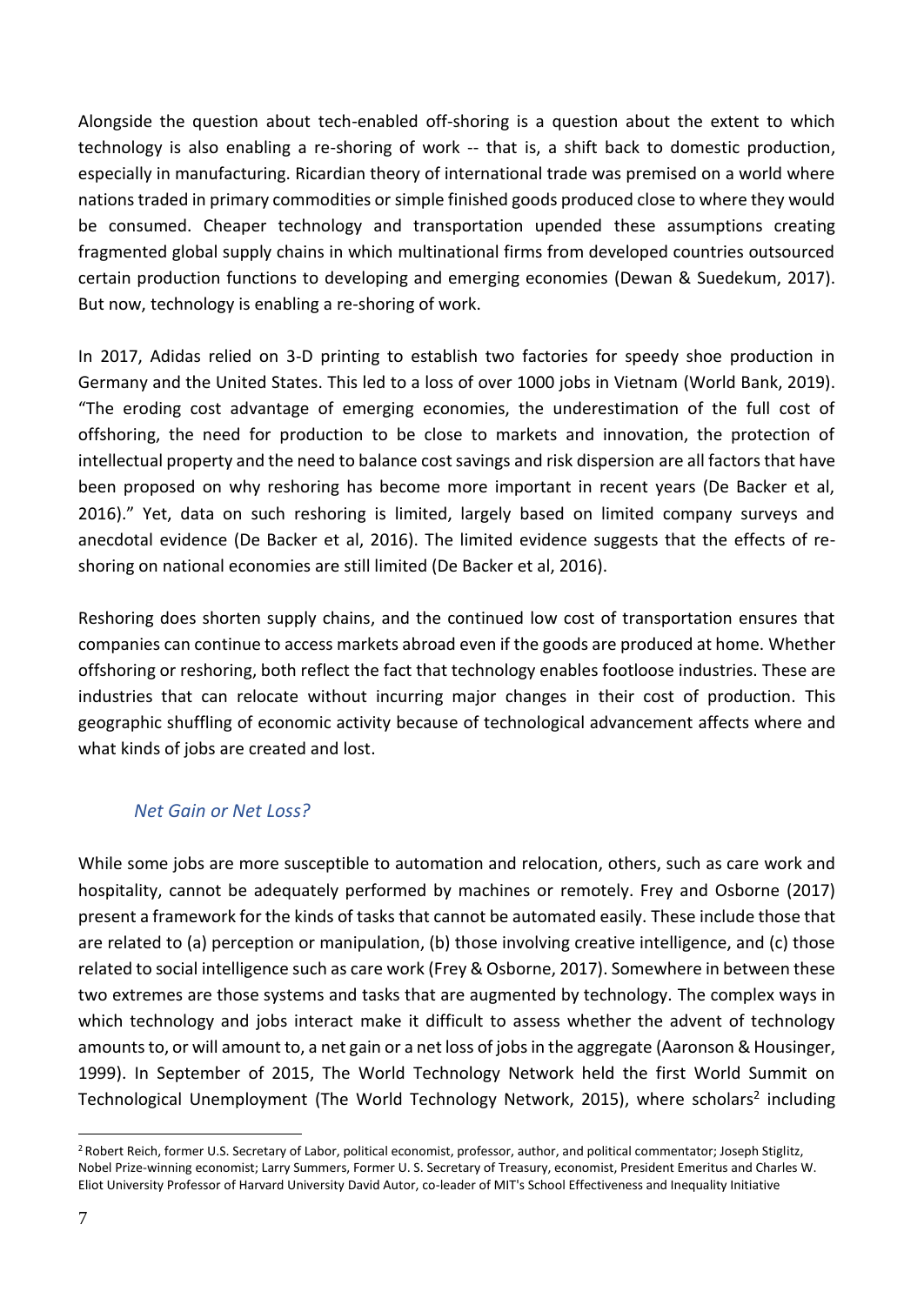Alongside the question about tech-enabled off-shoring is a question about the extent to which technology is also enabling a re-shoring of work -- that is, a shift back to domestic production, especially in manufacturing. Ricardian theory of international trade was premised on a world where nations traded in primary commodities or simple finished goods produced close to where they would be consumed. Cheaper technology and transportation upended these assumptions creating fragmented global supply chains in which multinational firms from developed countries outsourced certain production functions to developing and emerging economies (Dewan & Suedekum, 2017). But now, technology is enabling a re-shoring of work.

In 2017, Adidas relied on 3-D printing to establish two factories for speedy shoe production in Germany and the United States. This led to a loss of over 1000 jobs in Vietnam (World Bank, 2019). "The eroding cost advantage of emerging economies, the underestimation of the full cost of offshoring, the need for production to be close to markets and innovation, the protection of intellectual property and the need to balance cost savings and risk dispersion are all factors that have been proposed on why reshoring has become more important in recent years (De Backer et al, 2016)." Yet, data on such reshoring is limited, largely based on limited company surveys and anecdotal evidence (De Backer et al, 2016). The limited evidence suggests that the effects of re-shoring on national economies are still limited (De Backer et al, 2016).

Reshoring does shorten supply chains, and the continued low cost of transportation ensures that companies can continue to access markets abroad even if the goods are produced at home. Whether offshoring or reshoring, both reflect the fact that technology enables footloose industries. These are industries that can relocate without incurring major changes in their cost of production. This geographic shuffling of economic activity because of technological advancement affects where and what kinds of jobs are created and lost.

### *Net Gain or Net Loss?*

While some jobs are more susceptible to automation and relocation, others, such as care work and hospitality, cannot be adequately performed by machines or remotely. Frey and Osborne (2017) present a framework for the kinds of tasks that cannot be automated easily. These include those that are related to (a) perception or manipulation, (b) those involving creative intelligence, and (c) those related to social intelligence such as care work (Frey & Osborne, 2017). Somewhere in between these two extremes are those systems and tasks that are augmented by technology. The complex ways in which technology and jobs interact make it difficult to assess whether the advent of technology amounts to, or will amount to, a net gain or a net loss of jobs in the aggregate (Aaronson & Housinger, 1999). In September of 2015, The World Technology Network held the first World Summit on Technological Unemployment (The World Technology Network, 2015), where scholars[2] including

[2] Robert Reich, former U.S. Secretary of Labor, political economist, professor, author, and political commentator; Joseph Stiglitz, Nobel Prize-winning economist; Larry Summers, Former U. S. Secretary of Treasury, economist, President Emeritus and Charles W. Eliot University Professor of Harvard University David Autor, co-leader of MIT's School Effectiveness and Inequality Initiative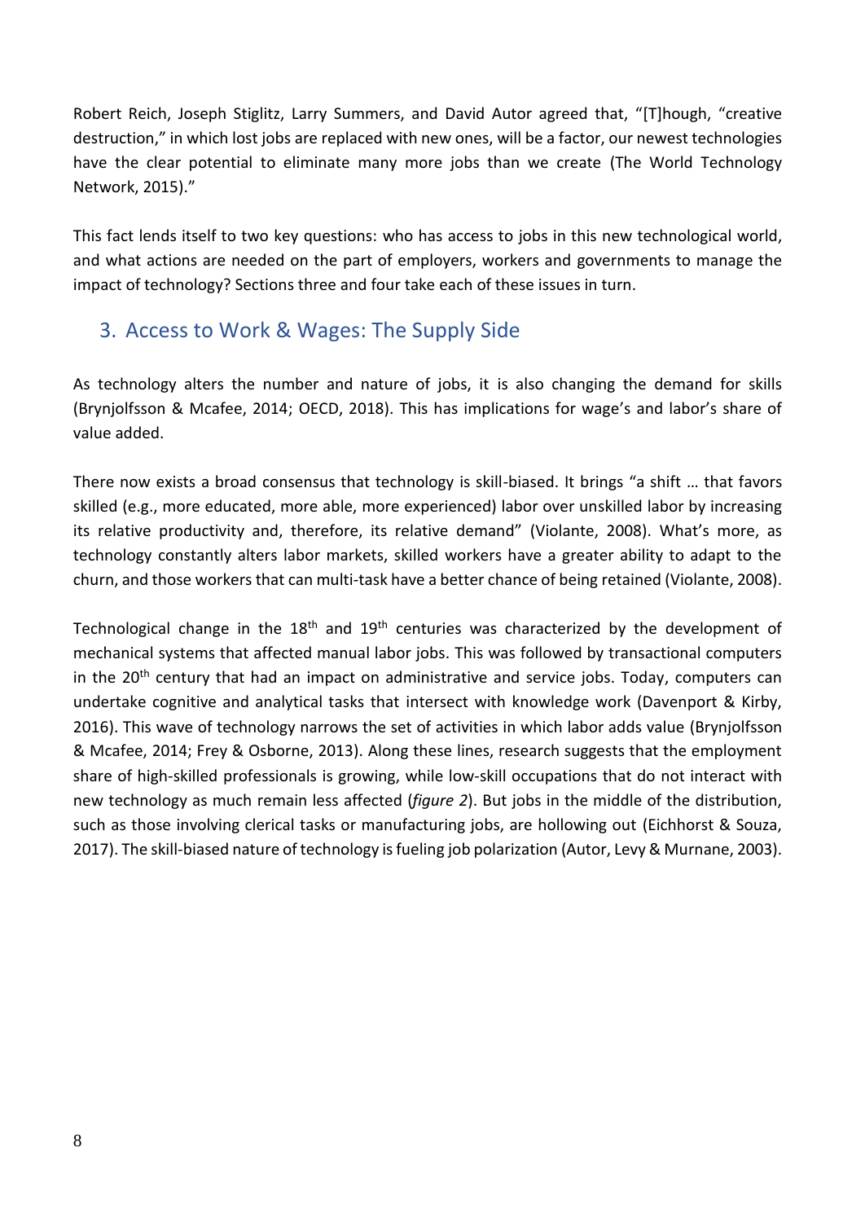Robert Reich, Joseph Stiglitz, Larry Summers, and David Autor agreed that, "[T]hough, "creative destruction," in which lost jobs are replaced with new ones, will be a factor, our newest technologies have the clear potential to eliminate many more jobs than we create (The World Technology Network, 2015)."

This fact lends itself to two key questions: who has access to jobs in this new technological world, and what actions are needed on the part of employers, workers and governments to manage the impact of technology? Sections three and four take each of these issues in turn.

## 3. Access to Work & Wages: The Supply Side

As technology alters the number and nature of jobs, it is also changing the demand for skills (Brynjolfsson & Mcafee, 2014; OECD, 2018). This has implications for wage's and labor's share of value added.

There now exists a broad consensus that technology is skill-biased. It brings "a shift … that favors skilled (e.g., more educated, more able, more experienced) labor over unskilled labor by increasing its relative productivity and, therefore, its relative demand" (Violante, 2008). What's more, as technology constantly alters labor markets, skilled workers have a greater ability to adapt to the churn, and those workers that can multi-task have a better chance of being retained (Violante, 2008).

Technological change in the 18th and 19th centuries was characterized by the development of mechanical systems that affected manual labor jobs. This was followed by transactional computers in the 20th century that had an impact on administrative and service jobs. Today, computers can undertake cognitive and analytical tasks that intersect with knowledge work (Davenport & Kirby, 2016). This wave of technology narrows the set of activities in which labor adds value (Brynjolfsson & Mcafee, 2014; Frey & Osborne, 2013). Along these lines, research suggests that the employment share of high-skilled professionals is growing, while low-skill occupations that do not interact with new technology as much remain less affected (*figure 2*). But jobs in the middle of the distribution, such as those involving clerical tasks or manufacturing jobs, are hollowing out (Eichhorst & Souza, 2017). The skill-biased nature of technology is fueling job polarization (Autor, Levy & Murnane, 2003).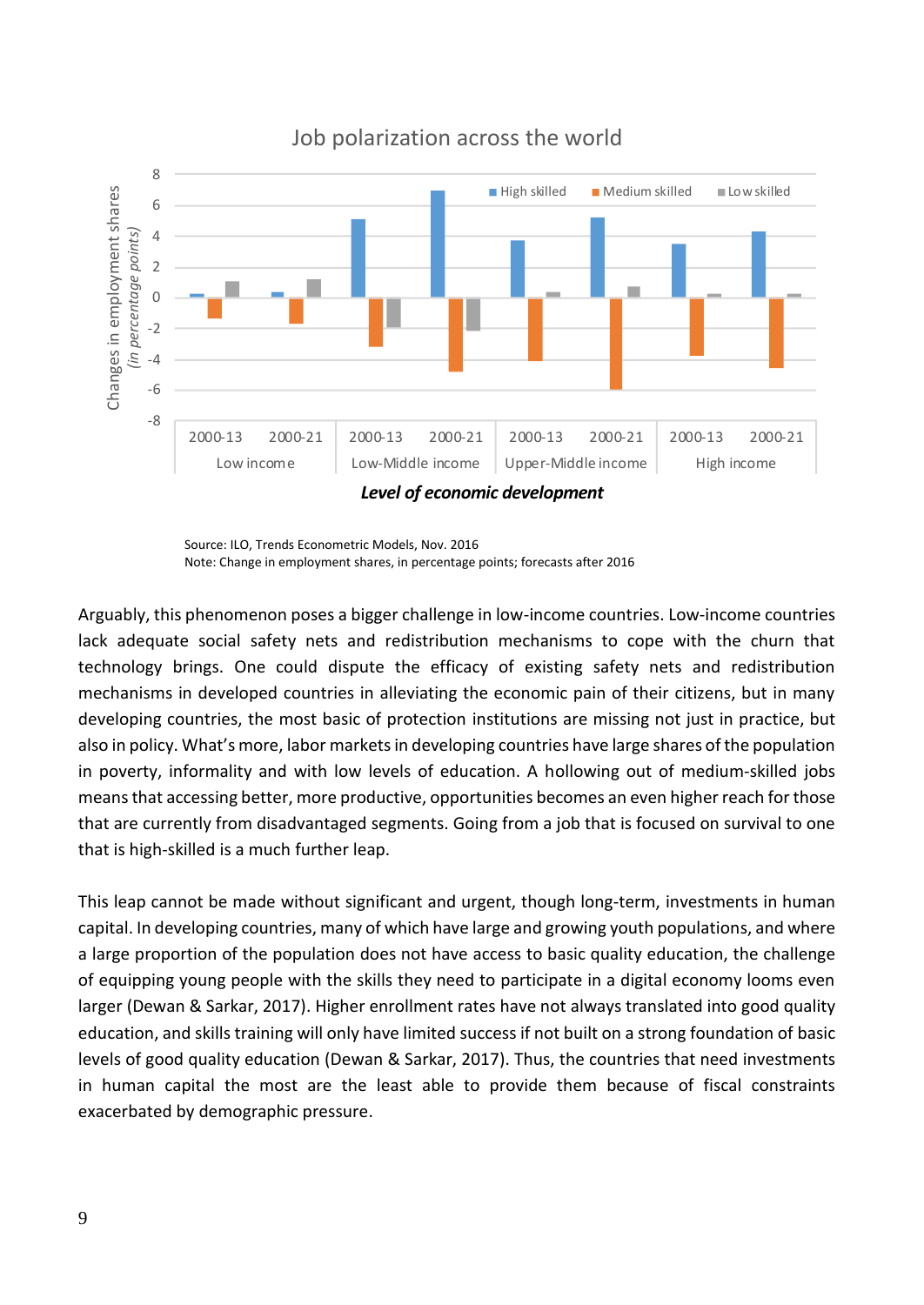Job polarization across the world

Source: ILO, Trends Econometric Models, Nov. 2016
Note: Change in employment shares, in percentage points; forecasts after 2016

Arguably, this phenomenon poses a bigger challenge in low-income countries. Low-income countries lack adequate social safety nets and redistribution mechanisms to cope with the churn that technology brings. One could dispute the efficacy of existing safety nets and redistribution mechanisms in developed countries in alleviating the economic pain of their citizens, but in many developing countries, the most basic of protection institutions are missing not just in practice, but also in policy. What's more, labor markets in developing countries have large shares of the population in poverty, informality and with low levels of education. A hollowing out of medium-skilled jobs means that accessing better, more productive, opportunities becomes an even higher reach for those that are currently from disadvantaged segments. Going from a job that is focused on survival to one that is high-skilled is a much further leap.

This leap cannot be made without significant and urgent, though long-term, investments in human capital. In developing countries, many of which have large and growing youth populations, and where a large proportion of the population does not have access to basic quality education, the challenge of equipping young people with the skills they need to participate in a digital economy looms even larger (Dewan & Sarkar, 2017). Higher enrollment rates have not always translated into good quality education, and skills training will only have limited success if not built on a strong foundation of basic levels of good quality education (Dewan & Sarkar, 2017). Thus, the countries that need investments in human capital the most are the least able to provide them because of fiscal constraints exacerbated by demographic pressure.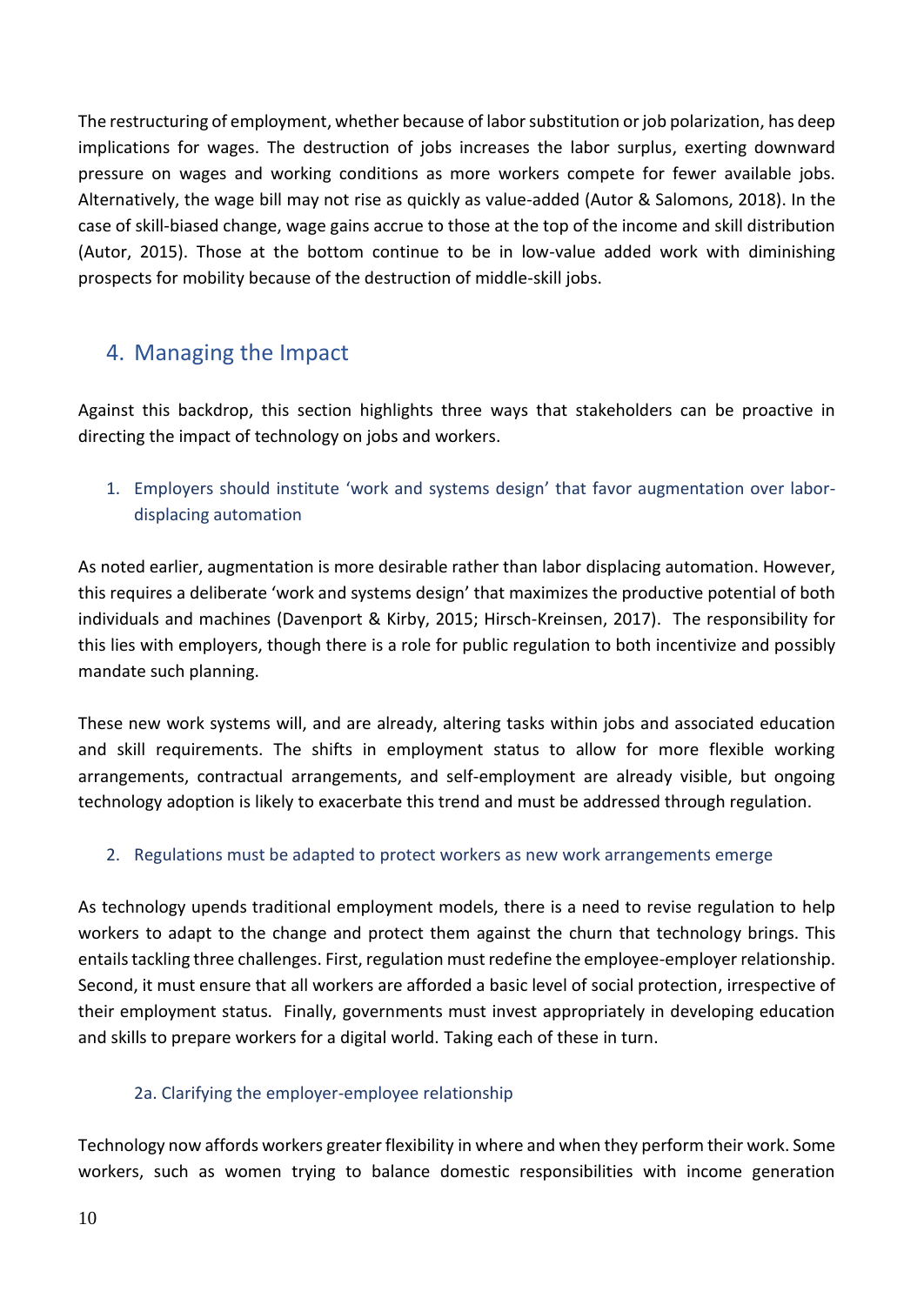The restructuring of employment, whether because of labor substitution or job polarization, has deep implications for wages. The destruction of jobs increases the labor surplus, exerting downward pressure on wages and working conditions as more workers compete for fewer available jobs. Alternatively, the wage bill may not rise as quickly as value-added (Autor & Salomons, 2018). In the case of skill-biased change, wage gains accrue to those at the top of the income and skill distribution (Autor, 2015). Those at the bottom continue to be in low-value added work with diminishing prospects for mobility because of the destruction of middle-skill jobs.

## 4. Managing the Impact

Against this backdrop, this section highlights three ways that stakeholders can be proactive in directing the impact of technology on jobs and workers.

### 1. Employers should institute 'work and systems design' that favor augmentation over labor-displacing automation

As noted earlier, augmentation is more desirable rather than labor displacing automation. However, this requires a deliberate 'work and systems design' that maximizes the productive potential of both individuals and machines (Davenport & Kirby, 2015; Hirsch-Kreinsen, 2017). The responsibility for this lies with employers, though there is a role for public regulation to both incentivize and possibly mandate such planning.

These new work systems will, and are already, altering tasks within jobs and associated education and skill requirements. The shifts in employment status to allow for more flexible working arrangements, contractual arrangements, and self-employment are already visible, but ongoing technology adoption is likely to exacerbate this trend and must be addressed through regulation.

### 2. Regulations must be adapted to protect workers as new work arrangements emerge

As technology upends traditional employment models, there is a need to revise regulation to help workers to adapt to the change and protect them against the churn that technology brings. This entails tackling three challenges. First, regulation must redefine the employee-employer relationship. Second, it must ensure that all workers are afforded a basic level of social protection, irrespective of their employment status. Finally, governments must invest appropriately in developing education and skills to prepare workers for a digital world. Taking each of these in turn.

#### 2a. Clarifying the employer-employee relationship

Technology now affords workers greater flexibility in where and when they perform their work. Some workers, such as women trying to balance domestic responsibilities with income generation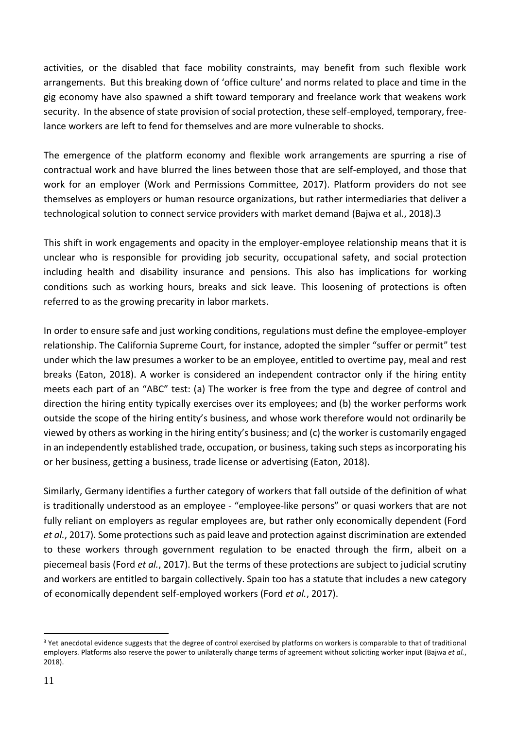activities, or the disabled that face mobility constraints, may benefit from such flexible work arrangements. But this breaking down of 'office culture' and norms related to place and time in the gig economy have also spawned a shift toward temporary and freelance work that weakens work security. In the absence of state provision of social protection, these self-employed, temporary, free-lance workers are left to fend for themselves and are more vulnerable to shocks.

The emergence of the platform economy and flexible work arrangements are spurring a rise of contractual work and have blurred the lines between those that are self-employed, and those that work for an employer (Work and Permissions Committee, 2017). Platform providers do not see themselves as employers or human resource organizations, but rather intermediaries that deliver a technological solution to connect service providers with market demand (Bajwa et al., 2018).[3]

This shift in work engagements and opacity in the employer-employee relationship means that it is unclear who is responsible for providing job security, occupational safety, and social protection including health and disability insurance and pensions. This also has implications for working conditions such as working hours, breaks and sick leave. This loosening of protections is often referred to as the growing precarity in labor markets.

In order to ensure safe and just working conditions, regulations must define the employee-employer relationship. The California Supreme Court, for instance, adopted the simpler "suffer or permit" test under which the law presumes a worker to be an employee, entitled to overtime pay, meal and rest breaks (Eaton, 2018). A worker is considered an independent contractor only if the hiring entity meets each part of an "ABC" test: (a) The worker is free from the type and degree of control and direction the hiring entity typically exercises over its employees; and (b) the worker performs work outside the scope of the hiring entity's business, and whose work therefore would not ordinarily be viewed by others as working in the hiring entity's business; and (c) the worker is customarily engaged in an independently established trade, occupation, or business, taking such steps as incorporating his or her business, getting a business, trade license or advertising (Eaton, 2018).

Similarly, Germany identifies a further category of workers that fall outside of the definition of what is traditionally understood as an employee - "employee-like persons" or quasi workers that are not fully reliant on employers as regular employees are, but rather only economically dependent (Ford *et al.*, 2017). Some protections such as paid leave and protection against discrimination are extended to these workers through government regulation to be enacted through the firm, albeit on a piecemeal basis (Ford *et al.*, 2017). But the terms of these protections are subject to judicial scrutiny and workers are entitled to bargain collectively. Spain too has a statute that includes a new category of economically dependent self-employed workers (Ford *et al.*, 2017).

[3] Yet anecdotal evidence suggests that the degree of control exercised by platforms on workers is comparable to that of traditional employers. Platforms also reserve the power to unilaterally change terms of agreement without soliciting worker input (Bajwa *et al.*, 2018).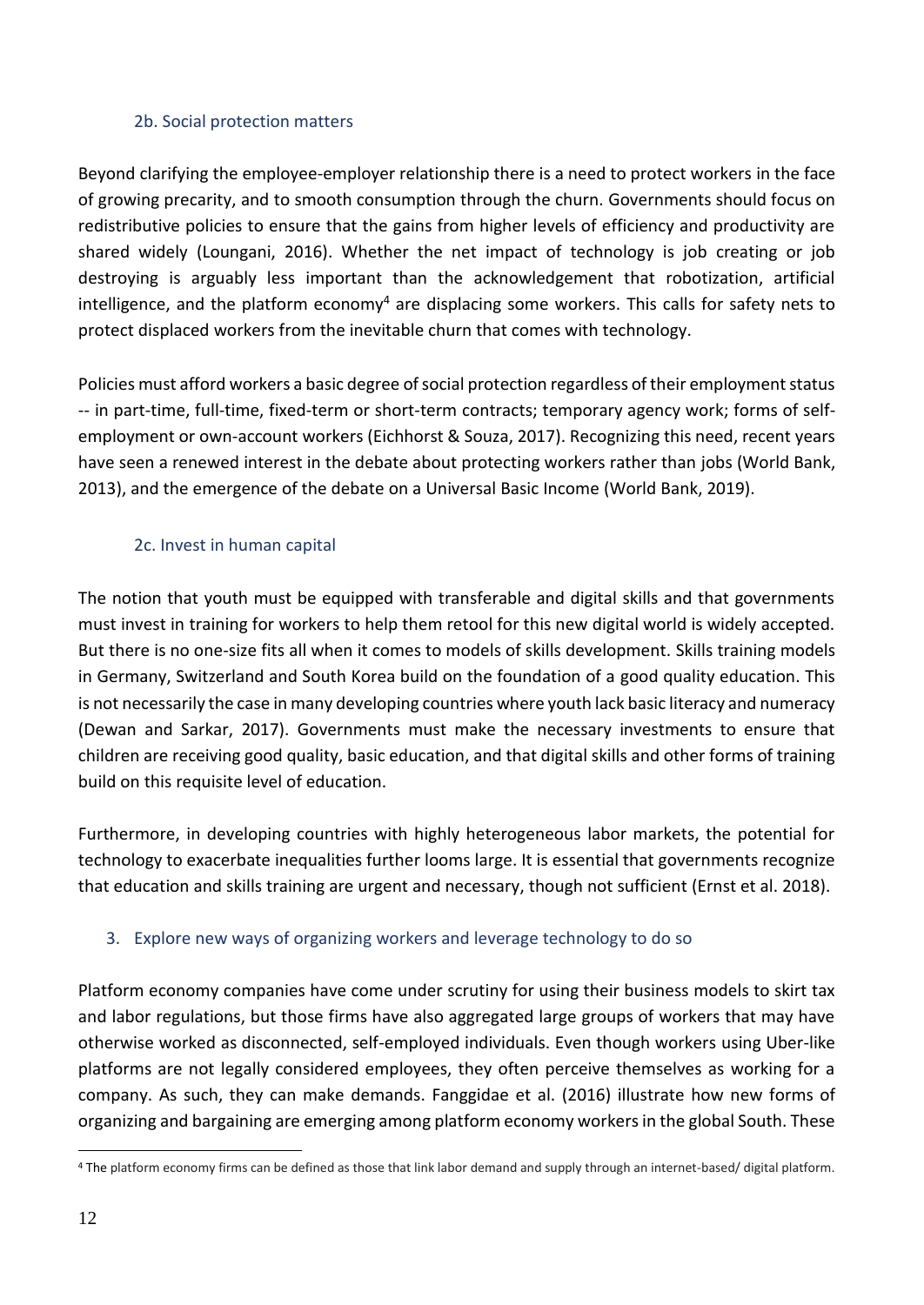### 2b. Social protection matters

Beyond clarifying the employee-employer relationship there is a need to protect workers in the face of growing precarity, and to smooth consumption through the churn. Governments should focus on redistributive policies to ensure that the gains from higher levels of efficiency and productivity are shared widely (Loungani, 2016). Whether the net impact of technology is job creating or job destroying is arguably less important than the acknowledgement that robotization, artificial intelligence, and the platform economy[4] are displacing some workers. This calls for safety nets to protect displaced workers from the inevitable churn that comes with technology.

Policies must afford workers a basic degree of social protection regardless of their employment status -- in part-time, full-time, fixed-term or short-term contracts; temporary agency work; forms of self-employment or own-account workers (Eichhorst & Souza, 2017). Recognizing this need, recent years have seen a renewed interest in the debate about protecting workers rather than jobs (World Bank, 2013), and the emergence of the debate on a Universal Basic Income (World Bank, 2019).

### 2c. Invest in human capital

The notion that youth must be equipped with transferable and digital skills and that governments must invest in training for workers to help them retool for this new digital world is widely accepted. But there is no one-size fits all when it comes to models of skills development. Skills training models in Germany, Switzerland and South Korea build on the foundation of a good quality education. This is not necessarily the case in many developing countries where youth lack basic literacy and numeracy (Dewan and Sarkar, 2017). Governments must make the necessary investments to ensure that children are receiving good quality, basic education, and that digital skills and other forms of training build on this requisite level of education.

Furthermore, in developing countries with highly heterogeneous labor markets, the potential for technology to exacerbate inequalities further looms large. It is essential that governments recognize that education and skills training are urgent and necessary, though not sufficient (Ernst et al. 2018).

## 3. Explore new ways of organizing workers and leverage technology to do so

Platform economy companies have come under scrutiny for using their business models to skirt tax and labor regulations, but those firms have also aggregated large groups of workers that may have otherwise worked as disconnected, self-employed individuals. Even though workers using Uber-like platforms are not legally considered employees, they often perceive themselves as working for a company. As such, they can make demands. Fanggidae et al. (2016) illustrate how new forms of organizing and bargaining are emerging among platform economy workers in the global South. These

[4] The platform economy firms can be defined as those that link labor demand and supply through an internet-based/ digital platform.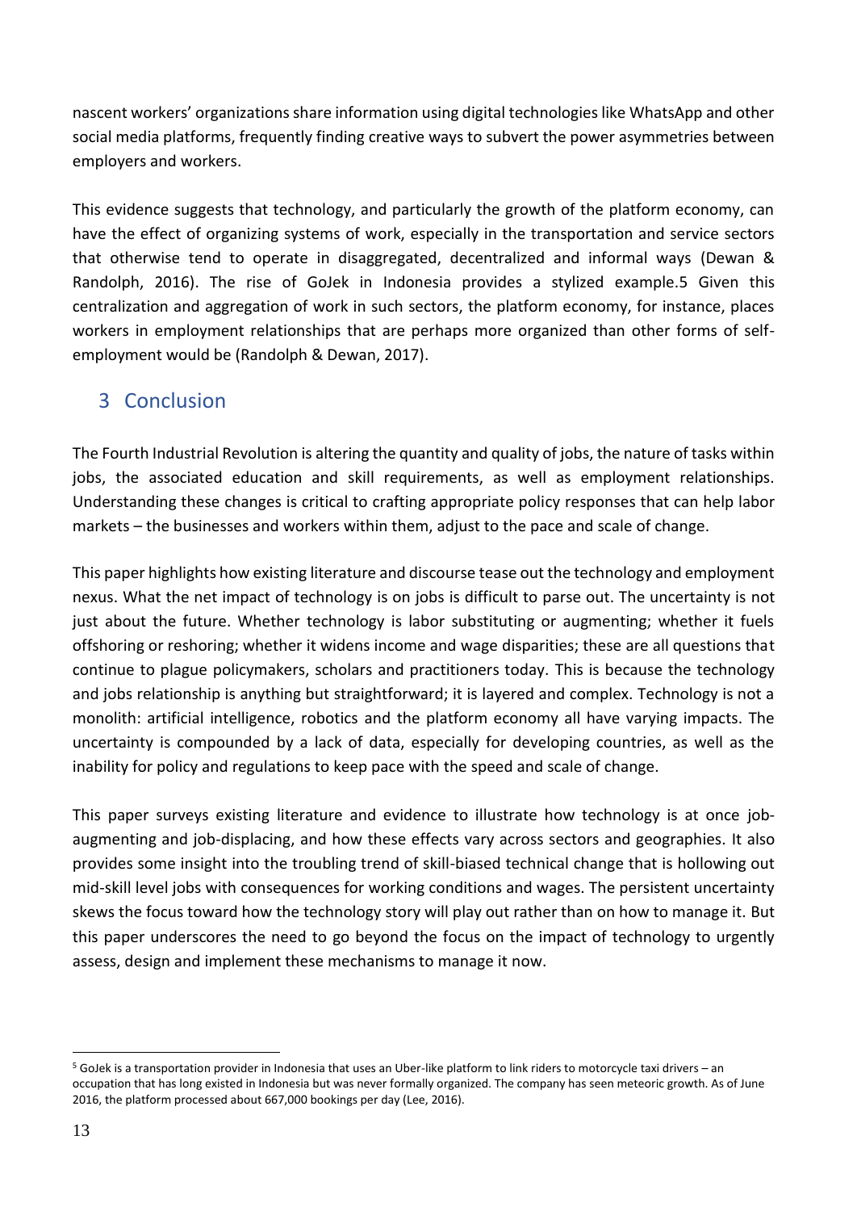nascent workers' organizations share information using digital technologies like WhatsApp and other social media platforms, frequently finding creative ways to subvert the power asymmetries between employers and workers.

This evidence suggests that technology, and particularly the growth of the platform economy, can have the effect of organizing systems of work, especially in the transportation and service sectors that otherwise tend to operate in disaggregated, decentralized and informal ways (Dewan & Randolph, 2016). The rise of GoJek in Indonesia provides a stylized example.[5] Given this centralization and aggregation of work in such sectors, the platform economy, for instance, places workers in employment relationships that are perhaps more organized than other forms of self-employment would be (Randolph & Dewan, 2017).

## 3 Conclusion

The Fourth Industrial Revolution is altering the quantity and quality of jobs, the nature of tasks within jobs, the associated education and skill requirements, as well as employment relationships. Understanding these changes is critical to crafting appropriate policy responses that can help labor markets – the businesses and workers within them, adjust to the pace and scale of change.

This paper highlights how existing literature and discourse tease out the technology and employment nexus. What the net impact of technology is on jobs is difficult to parse out. The uncertainty is not just about the future. Whether technology is labor substituting or augmenting; whether it fuels offshoring or reshoring; whether it widens income and wage disparities; these are all questions that continue to plague policymakers, scholars and practitioners today. This is because the technology and jobs relationship is anything but straightforward; it is layered and complex. Technology is not a monolith: artificial intelligence, robotics and the platform economy all have varying impacts. The uncertainty is compounded by a lack of data, especially for developing countries, as well as the inability for policy and regulations to keep pace with the speed and scale of change.

This paper surveys existing literature and evidence to illustrate how technology is at once job-augmenting and job-displacing, and how these effects vary across sectors and geographies. It also provides some insight into the troubling trend of skill-biased technical change that is hollowing out mid-skill level jobs with consequences for working conditions and wages. The persistent uncertainty skews the focus toward how the technology story will play out rather than on how to manage it. But this paper underscores the need to go beyond the focus on the impact of technology to urgently assess, design and implement these mechanisms to manage it now.

---

[5] GoJek is a transportation provider in Indonesia that uses an Uber-like platform to link riders to motorcycle taxi drivers – an occupation that has long existed in Indonesia but was never formally organized. The company has seen meteoric growth. As of June 2016, the platform processed about 667,000 bookings per day (Lee, 2016).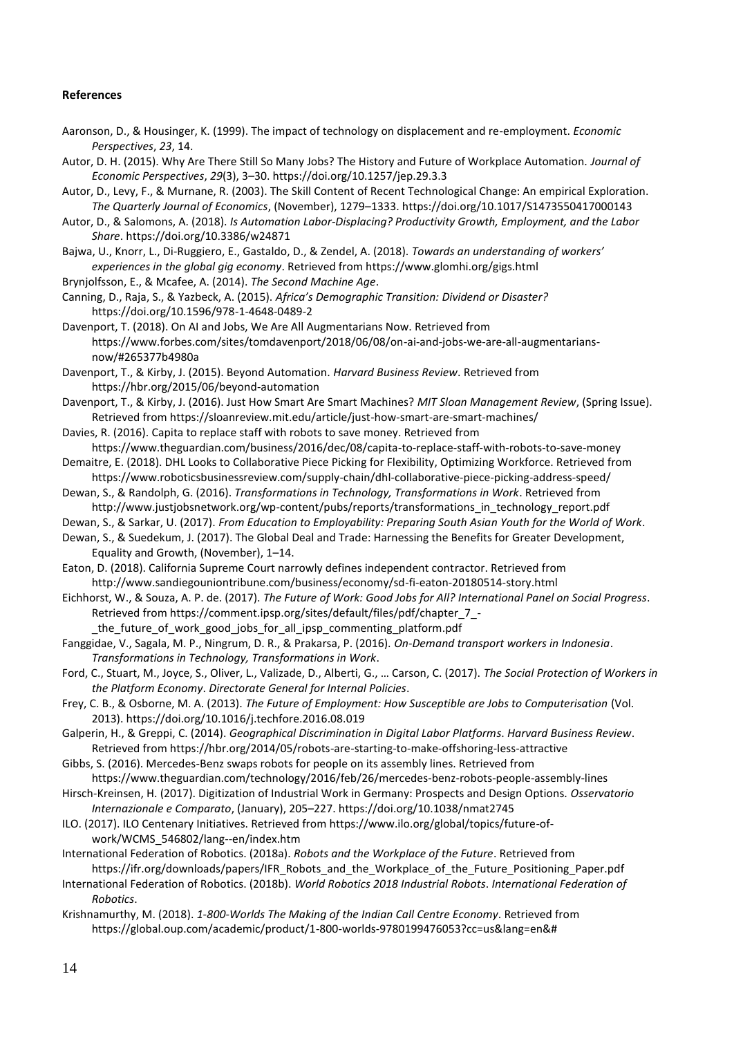**References**

Aaronson, D., & Housinger, K. (1999). The impact of technology on displacement and re-employment. *Economic Perspectives*, *23*, 14.

Autor, D. H. (2015). Why Are There Still So Many Jobs? The History and Future of Workplace Automation. *Journal of Economic Perspectives*, *29*(3), 3–30. https://doi.org/10.1257/jep.29.3.3

Autor, D., Levy, F., & Murnane, R. (2003). The Skill Content of Recent Technological Change: An empirical Exploration. *The Quarterly Journal of Economics*, (November), 1279–1333. https://doi.org/10.1017/S1473550417000143

Autor, D., & Salomons, A. (2018). *Is Automation Labor-Displacing? Productivity Growth, Employment, and the Labor Share*. https://doi.org/10.3386/w24871

Bajwa, U., Knorr, L., Di-Ruggiero, E., Gastaldo, D., & Zendel, A. (2018). *Towards an understanding of workers' experiences in the global gig economy*. Retrieved from https://www.glomhi.org/gigs.html

Brynjolfsson, E., & Mcafee, A. (2014). *The Second Machine Age*.

Canning, D., Raja, S., & Yazbeck, A. (2015). *Africa's Demographic Transition: Dividend or Disaster?* https://doi.org/10.1596/978-1-4648-0489-2

Davenport, T. (2018). On AI and Jobs, We Are All Augmentarians Now. Retrieved from https://www.forbes.com/sites/tomdavenport/2018/06/08/on-ai-and-jobs-we-are-all-augmentarians-now/#265377b4980a

Davenport, T., & Kirby, J. (2015). Beyond Automation. *Harvard Business Review*. Retrieved from https://hbr.org/2015/06/beyond-automation

Davenport, T., & Kirby, J. (2016). Just How Smart Are Smart Machines? *MIT Sloan Management Review*, (Spring Issue). Retrieved from https://sloanreview.mit.edu/article/just-how-smart-are-smart-machines/

Davies, R. (2016). Capita to replace staff with robots to save money. Retrieved from https://www.theguardian.com/business/2016/dec/08/capita-to-replace-staff-with-robots-to-save-money

Demaitre, E. (2018). DHL Looks to Collaborative Piece Picking for Flexibility, Optimizing Workforce. Retrieved from https://www.roboticsbusinessreview.com/supply-chain/dhl-collaborative-piece-picking-address-speed/

Dewan, S., & Randolph, G. (2016). *Transformations in Technology, Transformations in Work*. Retrieved from http://www.justjobsnetwork.org/wp-content/pubs/reports/transformations_in_technology_report.pdf

Dewan, S., & Sarkar, U. (2017). *From Education to Employability: Preparing South Asian Youth for the World of Work*.

Dewan, S., & Suedekum, J. (2017). The Global Deal and Trade: Harnessing the Benefits for Greater Development, Equality and Growth, (November), 1–14.

Eaton, D. (2018). California Supreme Court narrowly defines independent contractor. Retrieved from http://www.sandiegouniontribune.com/business/economy/sd-fi-eaton-20180514-story.html

Eichhorst, W., & Souza, A. P. de. (2017). *The Future of Work: Good Jobs for All? International Panel on Social Progress*. Retrieved from https://comment.ipsp.org/sites/default/files/pdf/chapter_7_-_the_future_of_work_good_jobs_for_all_ipsp_commenting_platform.pdf

Fanggidae, V., Sagala, M. P., Ningrum, D. R., & Prakarsa, P. (2016). *On-Demand transport workers in Indonesia*. *Transformations in Technology, Transformations in Work*.

Ford, C., Stuart, M., Joyce, S., Oliver, L., Valizade, D., Alberti, G., … Carson, C. (2017). *The Social Protection of Workers in the Platform Economy*. *Directorate General for Internal Policies*.

Frey, C. B., & Osborne, M. A. (2013). *The Future of Employment: How Susceptible are Jobs to Computerisation* (Vol. 2013). https://doi.org/10.1016/j.techfore.2016.08.019

Galperin, H., & Greppi, C. (2014). *Geographical Discrimination in Digital Labor Platforms*. *Harvard Business Review*. Retrieved from https://hbr.org/2014/05/robots-are-starting-to-make-offshoring-less-attractive

Gibbs, S. (2016). Mercedes-Benz swaps robots for people on its assembly lines. Retrieved from https://www.theguardian.com/technology/2016/feb/26/mercedes-benz-robots-people-assembly-lines

Hirsch-Kreinsen, H. (2017). Digitization of Industrial Work in Germany: Prospects and Design Options. *Osservatorio Internazionale e Comparato*, (January), 205–227. https://doi.org/10.1038/nmat2745

ILO. (2017). ILO Centenary Initiatives. Retrieved from https://www.ilo.org/global/topics/future-of-work/WCMS_546802/lang--en/index.htm

International Federation of Robotics. (2018a). *Robots and the Workplace of the Future*. Retrieved from https://ifr.org/downloads/papers/IFR_Robots_and_the_Workplace_of_the_Future_Positioning_Paper.pdf

International Federation of Robotics. (2018b). *World Robotics 2018 Industrial Robots*. *International Federation of Robotics*.

Krishnamurthy, M. (2018). *1-800-Worlds The Making of the Indian Call Centre Economy*. Retrieved from https://global.oup.com/academic/product/1-800-worlds-9780199476053?cc=us&lang=en&#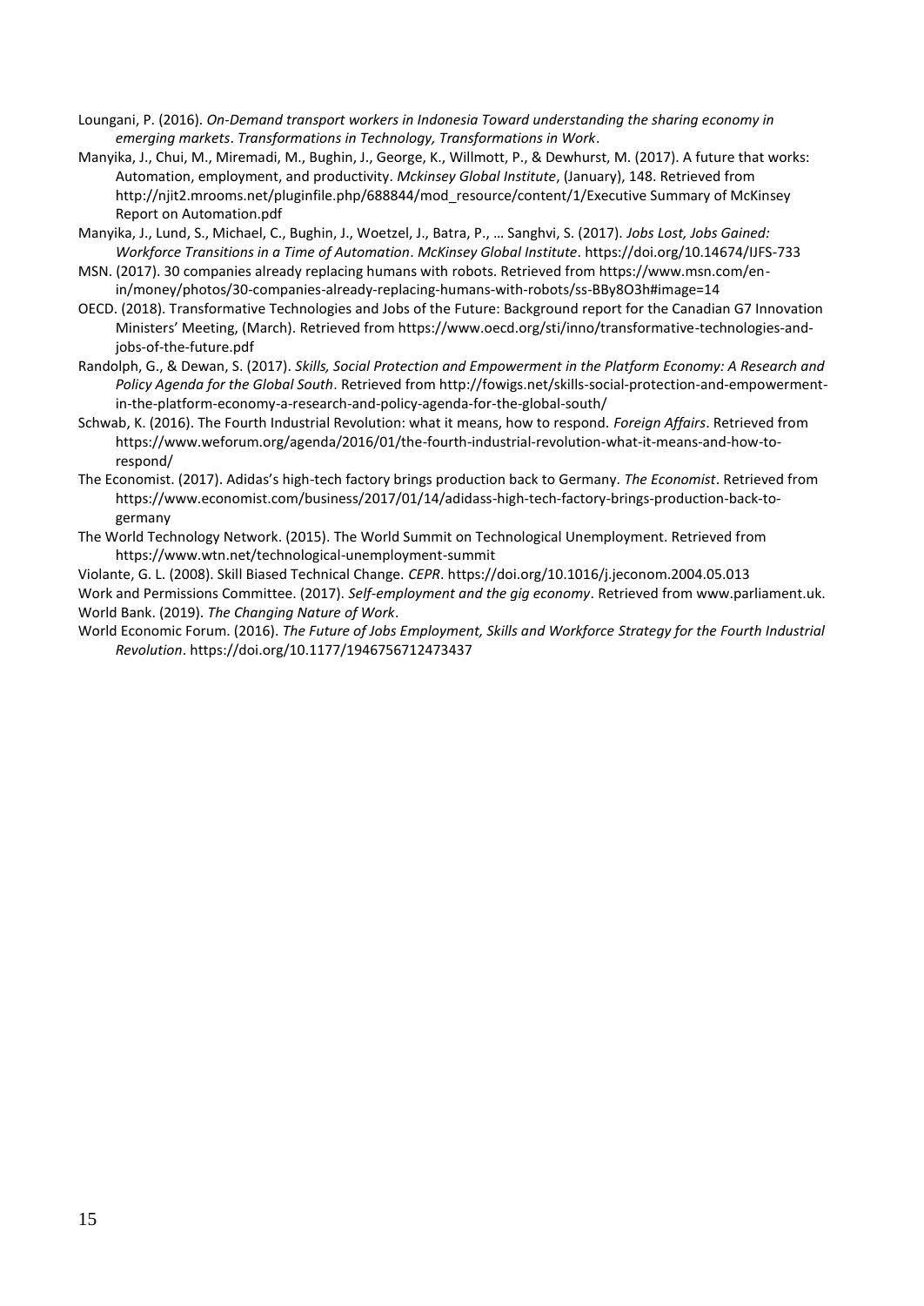Loungani, P. (2016). *On-Demand transport workers in Indonesia Toward understanding the sharing economy in emerging markets*. *Transformations in Technology, Transformations in Work*.

Manyika, J., Chui, M., Miremadi, M., Bughin, J., George, K., Willmott, P., & Dewhurst, M. (2017). A future that works: Automation, employment, and productivity. *Mckinsey Global Institute*, (January), 148. Retrieved from http://njit2.mrooms.net/pluginfile.php/688844/mod_resource/content/1/Executive Summary of McKinsey Report on Automation.pdf

Manyika, J., Lund, S., Michael, C., Bughin, J., Woetzel, J., Batra, P., … Sanghvi, S. (2017). *Jobs Lost, Jobs Gained: Workforce Transitions in a Time of Automation*. *McKinsey Global Institute*. https://doi.org/10.14674/IJFS-733

MSN. (2017). 30 companies already replacing humans with robots. Retrieved from https://www.msn.com/en-in/money/photos/30-companies-already-replacing-humans-with-robots/ss-BBy8O3h#image=14

OECD. (2018). Transformative Technologies and Jobs of the Future: Background report for the Canadian G7 Innovation Ministers' Meeting, (March). Retrieved from https://www.oecd.org/sti/inno/transformative-technologies-and-jobs-of-the-future.pdf

Randolph, G., & Dewan, S. (2017). *Skills, Social Protection and Empowerment in the Platform Economy: A Research and Policy Agenda for the Global South*. Retrieved from http://fowigs.net/skills-social-protection-and-empowerment-in-the-platform-economy-a-research-and-policy-agenda-for-the-global-south/

Schwab, K. (2016). The Fourth Industrial Revolution: what it means, how to respond. *Foreign Affairs*. Retrieved from https://www.weforum.org/agenda/2016/01/the-fourth-industrial-revolution-what-it-means-and-how-to-respond/

The Economist. (2017). Adidas's high-tech factory brings production back to Germany. *The Economist*. Retrieved from https://www.economist.com/business/2017/01/14/adidass-high-tech-factory-brings-production-back-to-germany

The World Technology Network. (2015). The World Summit on Technological Unemployment. Retrieved from https://www.wtn.net/technological-unemployment-summit

Violante, G. L. (2008). Skill Biased Technical Change. *CEPR*. https://doi.org/10.1016/j.jeconom.2004.05.013

Work and Permissions Committee. (2017). *Self-employment and the gig economy*. Retrieved from www.parliament.uk.

World Bank. (2019). *The Changing Nature of Work*.

World Economic Forum. (2016). *The Future of Jobs Employment, Skills and Workforce Strategy for the Fourth Industrial Revolution*. https://doi.org/10.1177/1946756712473437